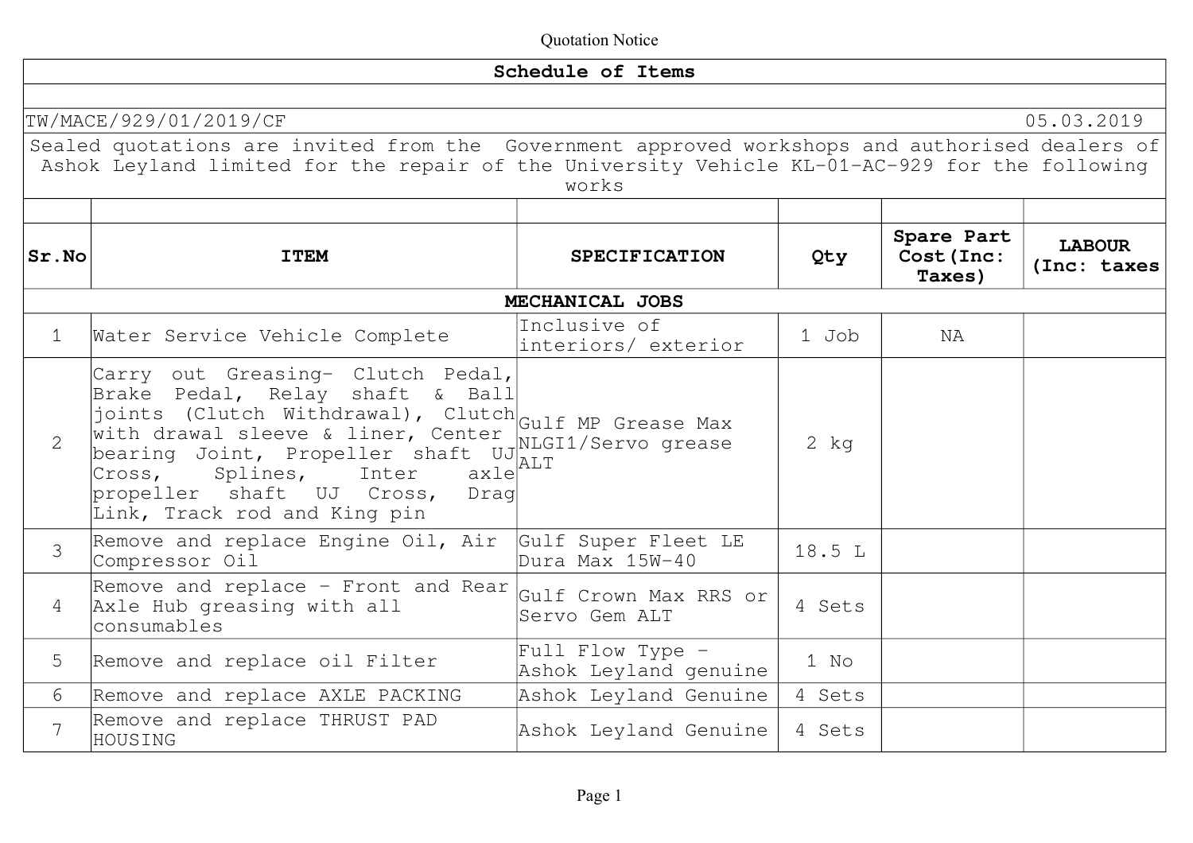Quotation Notice

## Schedule of Items

TW/MACE/929/01/2019/CF 05.03.2019

Sealed quotations are invited from the Government approved workshops and authorised dealers of Ashok Leyland limited for the repair of the University Vehicle KL-01-AC-929 for the following works

| Sr.No | ITEM | SPECIFICATION | Qty | Spare Part Cost(Inc: Taxes) | LABOUR (Inc: taxes |
|---|---|---|---|---|---|
| | **MECHANICAL JOBS** | | | | |
| 1 | Water Service Vehicle Complete | Inclusive of interiors/ exterior | 1 Job | NA | |
| 2 | Carry out Greasing- Clutch Pedal, Brake Pedal, Relay shaft & Ball joints (Clutch Withdrawal), Clutch with drawal sleeve & liner, Center bearing Joint, Propeller shaft UJ Cross, Splines, Inter axle propeller shaft UJ Cross, Drag Link, Track rod and King pin | Gulf MP Grease Max NLGI1/Servo grease ALT | 2 kg | | |
| 3 | Remove and replace Engine Oil, Air Compressor Oil | Gulf Super Fleet LE Dura Max 15W-40 | 18.5 L | | |
| 4 | Remove and replace - Front and Rear Axle Hub greasing with all consumables | Gulf Crown Max RRS or Servo Gem ALT | 4 Sets | | |
| 5 | Remove and replace oil Filter | Full Flow Type - Ashok Leyland genuine | 1 No | | |
| 6 | Remove and replace AXLE PACKING | Ashok Leyland Genuine | 4 Sets | | |
| 7 | Remove and replace THRUST PAD HOUSING | Ashok Leyland Genuine | 4 Sets | | |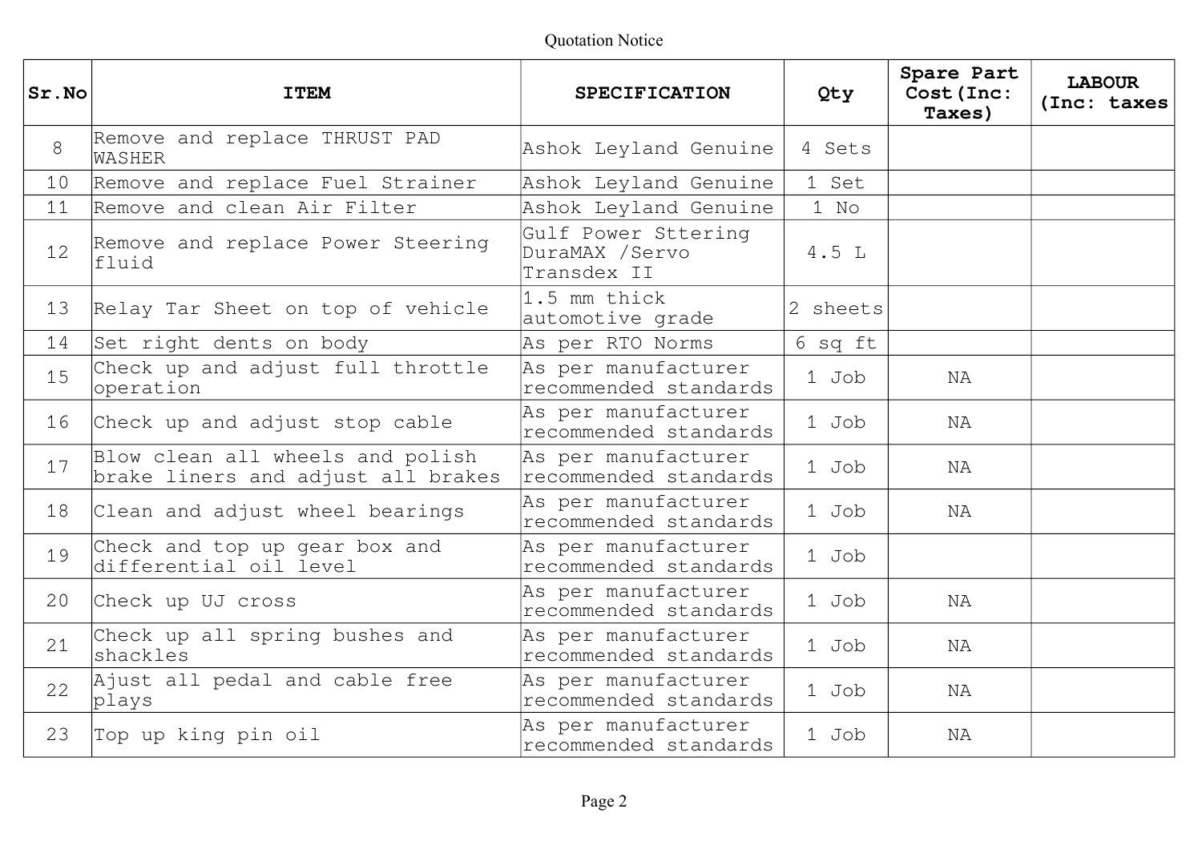Quotation Notice

| Sr.No | ITEM | SPECIFICATION | Qty | Spare Part Cost(Inc: Taxes) | LABOUR (Inc: taxes |
|---|---|---|---|---|---|
| 8 | Remove and replace THRUST PAD WASHER | Ashok Leyland Genuine | 4 Sets | | |
| 10 | Remove and replace Fuel Strainer | Ashok Leyland Genuine | 1 Set | | |
| 11 | Remove and clean Air Filter | Ashok Leyland Genuine | 1 No | | |
| 12 | Remove and replace Power Steering fluid | Gulf Power Sttering DuraMAX /Servo Transdex II | 4.5 L | | |
| 13 | Relay Tar Sheet on top of vehicle | 1.5 mm thick automotive grade | 2 sheets | | |
| 14 | Set right dents on body | As per RTO Norms | 6 sq ft | | |
| 15 | Check up and adjust full throttle operation | As per manufacturer recommended standards | 1 Job | NA | |
| 16 | Check up and adjust stop cable | As per manufacturer recommended standards | 1 Job | NA | |
| 17 | Blow clean all wheels and polish brake liners and adjust all brakes | As per manufacturer recommended standards | 1 Job | NA | |
| 18 | Clean and adjust wheel bearings | As per manufacturer recommended standards | 1 Job | NA | |
| 19 | Check and top up gear box and differential oil level | As per manufacturer recommended standards | 1 Job | | |
| 20 | Check up UJ cross | As per manufacturer recommended standards | 1 Job | NA | |
| 21 | Check up all spring bushes and shackles | As per manufacturer recommended standards | 1 Job | NA | |
| 22 | Ajust all pedal and cable free plays | As per manufacturer recommended standards | 1 Job | NA | |
| 23 | Top up king pin oil | As per manufacturer recommended standards | 1 Job | NA | |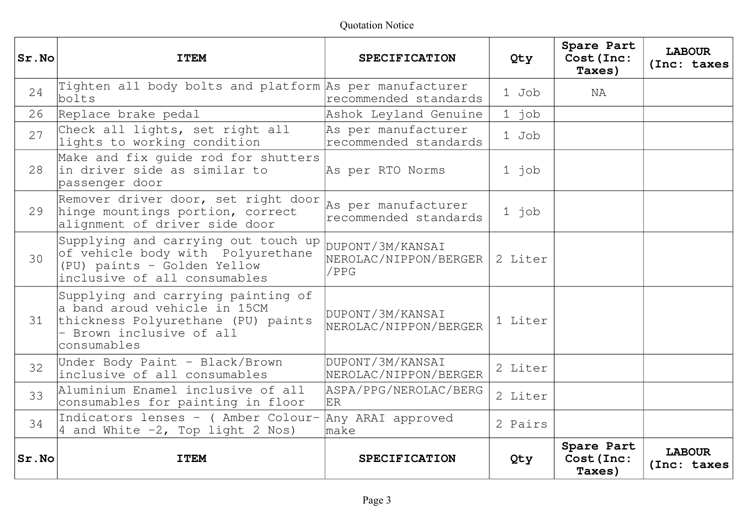Quotation Notice

| Sr.No | ITEM | SPECIFICATION | Qty | Spare Part Cost(Inc: Taxes) | LABOUR (Inc: taxes |
|---|---|---|---|---|---|
| 24 | Tighten all body bolts and platform bolts | As per manufacturer recommended standards | 1 Job | NA | |
| 26 | Replace brake pedal | Ashok Leyland Genuine | 1 job | | |
| 27 | Check all lights, set right all lights to working condition | As per manufacturer recommended standards | 1 Job | | |
| 28 | Make and fix guide rod for shutters in driver side as similar to passenger door | As per RTO Norms | 1 job | | |
| 29 | Remover driver door, set right door hinge mountings portion, correct alignment of driver side door | As per manufacturer recommended standards | 1 job | | |
| 30 | Supplying and carrying out touch up of vehicle body with Polyurethane (PU) paints - Golden Yellow inclusive of all consumables | DUPONT/3M/KANSAI NEROLAC/NIPPON/BERGER /PPG | 2 Liter | | |
| 31 | Supplying and carrying painting of a band aroud vehicle in 15CM thickness Polyurethane (PU) paints - Brown inclusive of all consumables | DUPONT/3M/KANSAI NEROLAC/NIPPON/BERGER | 1 Liter | | |
| 32 | Under Body Paint - Black/Brown inclusive of all consumables | DUPONT/3M/KANSAI NEROLAC/NIPPON/BERGER | 2 Liter | | |
| 33 | Aluminium Enamel inclusive of all consumables for painting in floor | ASPA/PPG/NEROLAC/BERGER | 2 Liter | | |
| 34 | Indicators lenses - ( Amber Colour- 4 and White -2, Top light 2 Nos) | Any ARAI approved make | 2 Pairs | | |
| Sr.No | ITEM | SPECIFICATION | Qty | Spare Part Cost(Inc: Taxes) | LABOUR (Inc: taxes |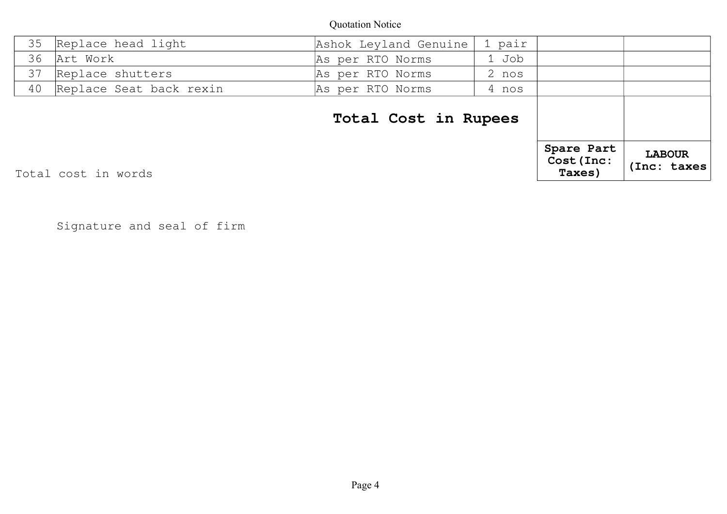Quotation Notice

| | | | | | |
|---|---|---|---|---|---|
| 35 | Replace head light | Ashok Leyland Genuine | 1 pair | | |
| 36 | Art Work | As per RTO Norms | 1 Job | | |
| 37 | Replace shutters | As per RTO Norms | 2 nos | | |
| 40 | Replace Seat back rexin | As per RTO Norms | 4 nos | | |
| | | **Total Cost in Rupees** | | | |
| | | | | **Spare Part Cost(Inc: Taxes)** | **LABOUR (Inc: taxes** |

Total cost in words

Signature and seal of firm